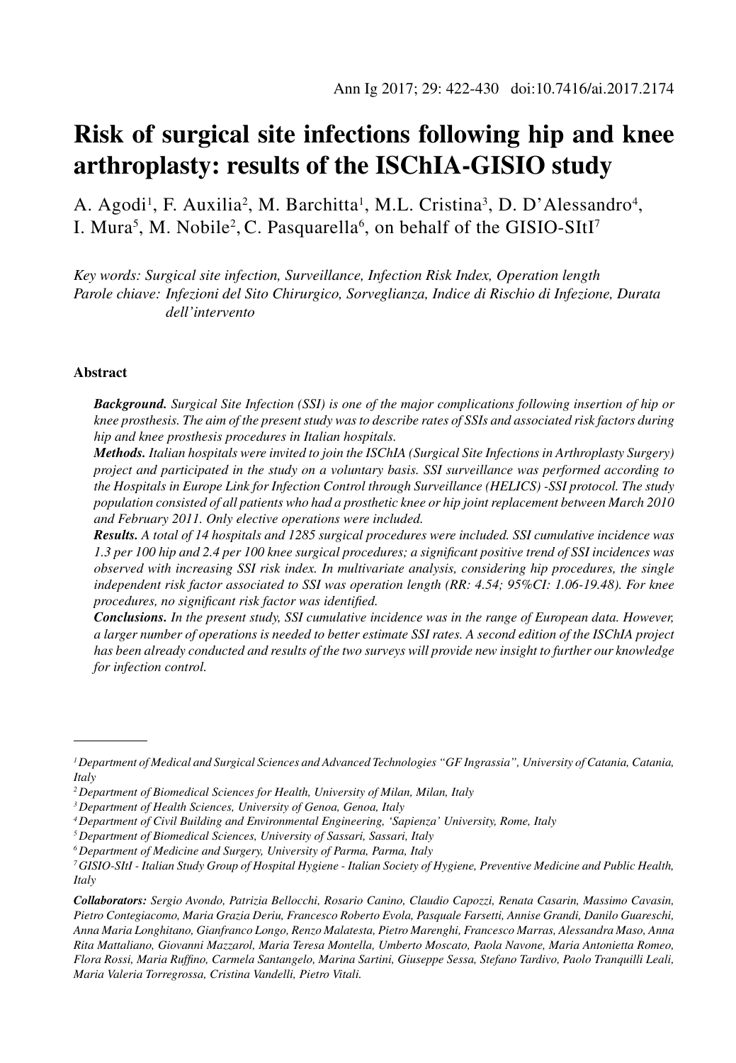# Risk of surgical site infections following hip and knee arthroplasty: results of the ISChIA-GISIO study

A. Agodi[1], F. Auxilia[2], M. Barchitta[1], M.L. Cristina[3], D. D'Alessandro[4], I. Mura[5], M. Nobile[2], C. Pasquarella[6], on behalf of the GISIO-SItI[7]

*Key words: Surgical site infection, Surveillance, Infection Risk Index, Operation length*
*Parole chiave: Infezioni del Sito Chirurgico, Sorveglianza, Indice di Rischio di Infezione, Durata dell'intervento*

## Abstract

***Background.*** *Surgical Site Infection (SSI) is one of the major complications following insertion of hip or knee prosthesis. The aim of the present study was to describe rates of SSIs and associated risk factors during hip and knee prosthesis procedures in Italian hospitals.*

***Methods.*** *Italian hospitals were invited to join the ISChIA (Surgical Site Infections in Arthroplasty Surgery) project and participated in the study on a voluntary basis. SSI surveillance was performed according to the Hospitals in Europe Link for Infection Control through Surveillance (HELICS) -SSI protocol. The study population consisted of all patients who had a prosthetic knee or hip joint replacement between March 2010 and February 2011. Only elective operations were included.*

***Results.*** *A total of 14 hospitals and 1285 surgical procedures were included. SSI cumulative incidence was 1.3 per 100 hip and 2.4 per 100 knee surgical procedures; a significant positive trend of SSI incidences was observed with increasing SSI risk index. In multivariate analysis, considering hip procedures, the single independent risk factor associated to SSI was operation length (RR: 4.54; 95%CI: 1.06-19.48). For knee procedures, no significant risk factor was identified.*

***Conclusions.*** *In the present study, SSI cumulative incidence was in the range of European data. However, a larger number of operations is needed to better estimate SSI rates. A second edition of the ISChIA project has been already conducted and results of the two surveys will provide new insight to further our knowledge for infection control.*

---

[1] *Department of Medical and Surgical Sciences and Advanced Technologies "GF Ingrassia", University of Catania, Catania, Italy*
[2] *Department of Biomedical Sciences for Health, University of Milan, Milan, Italy*
[3] *Department of Health Sciences, University of Genoa, Genoa, Italy*
[4] *Department of Civil Building and Environmental Engineering, 'Sapienza' University, Rome, Italy*
[5] *Department of Biomedical Sciences, University of Sassari, Sassari, Italy*
[6] *Department of Medicine and Surgery, University of Parma, Parma, Italy*
[7] *GISIO-SItI - Italian Study Group of Hospital Hygiene - Italian Society of Hygiene, Preventive Medicine and Public Health, Italy*

***Collaborators:*** *Sergio Avondo, Patrizia Bellocchi, Rosario Canino, Claudio Capozzi, Renata Casarin, Massimo Cavasin, Pietro Contegiacomo, Maria Grazia Deriu, Francesco Roberto Evola, Pasquale Farsetti, Annise Grandi, Danilo Guareschi, Anna Maria Longhitano, Gianfranco Longo, Renzo Malatesta, Pietro Marenghi, Francesco Marras, Alessandra Maso, Anna Rita Mattaliano, Giovanni Mazzarol, Maria Teresa Montella, Umberto Moscato, Paola Navone, Maria Antonietta Romeo, Flora Rossi, Maria Ruffino, Carmela Santangelo, Marina Sartini, Giuseppe Sessa, Stefano Tardivo, Paolo Tranquilli Leali, Maria Valeria Torregrossa, Cristina Vandelli, Pietro Vitali.*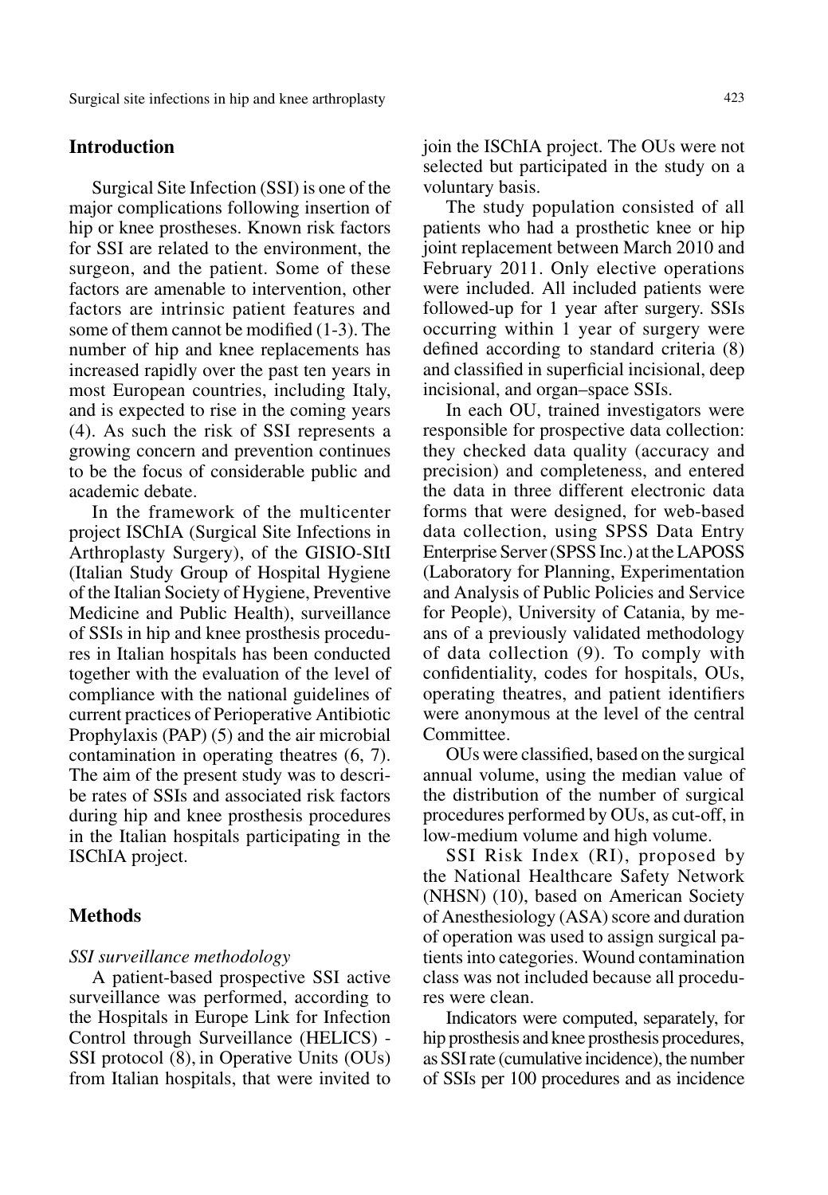## Introduction

Surgical Site Infection (SSI) is one of the major complications following insertion of hip or knee prostheses. Known risk factors for SSI are related to the environment, the surgeon, and the patient. Some of these factors are amenable to intervention, other factors are intrinsic patient features and some of them cannot be modified (1-3). The number of hip and knee replacements has increased rapidly over the past ten years in most European countries, including Italy, and is expected to rise in the coming years (4). As such the risk of SSI represents a growing concern and prevention continues to be the focus of considerable public and academic debate.

In the framework of the multicenter project ISChIA (Surgical Site Infections in Arthroplasty Surgery), of the GISIO-SItI (Italian Study Group of Hospital Hygiene of the Italian Society of Hygiene, Preventive Medicine and Public Health), surveillance of SSIs in hip and knee prosthesis procedures in Italian hospitals has been conducted together with the evaluation of the level of compliance with the national guidelines of current practices of Perioperative Antibiotic Prophylaxis (PAP) (5) and the air microbial contamination in operating theatres (6, 7). The aim of the present study was to describe rates of SSIs and associated risk factors during hip and knee prosthesis procedures in the Italian hospitals participating in the ISChIA project.

## Methods

### *SSI surveillance methodology*

A patient-based prospective SSI active surveillance was performed, according to the Hospitals in Europe Link for Infection Control through Surveillance (HELICS) - SSI protocol (8), in Operative Units (OUs) from Italian hospitals, that were invited to join the ISChIA project. The OUs were not selected but participated in the study on a voluntary basis.

The study population consisted of all patients who had a prosthetic knee or hip joint replacement between March 2010 and February 2011. Only elective operations were included. All included patients were followed-up for 1 year after surgery. SSIs occurring within 1 year of surgery were defined according to standard criteria (8) and classified in superficial incisional, deep incisional, and organ–space SSIs.

In each OU, trained investigators were responsible for prospective data collection: they checked data quality (accuracy and precision) and completeness, and entered the data in three different electronic data forms that were designed, for web-based data collection, using SPSS Data Entry Enterprise Server (SPSS Inc.) at the LAPOSS (Laboratory for Planning, Experimentation and Analysis of Public Policies and Service for People), University of Catania, by means of a previously validated methodology of data collection (9). To comply with confidentiality, codes for hospitals, OUs, operating theatres, and patient identifiers were anonymous at the level of the central Committee.

OUs were classified, based on the surgical annual volume, using the median value of the distribution of the number of surgical procedures performed by OUs, as cut-off, in low-medium volume and high volume.

SSI Risk Index (RI), proposed by the National Healthcare Safety Network (NHSN) (10), based on American Society of Anesthesiology (ASA) score and duration of operation was used to assign surgical patients into categories. Wound contamination class was not included because all procedures were clean.

Indicators were computed, separately, for hip prosthesis and knee prosthesis procedures, as SSI rate (cumulative incidence), the number of SSIs per 100 procedures and as incidence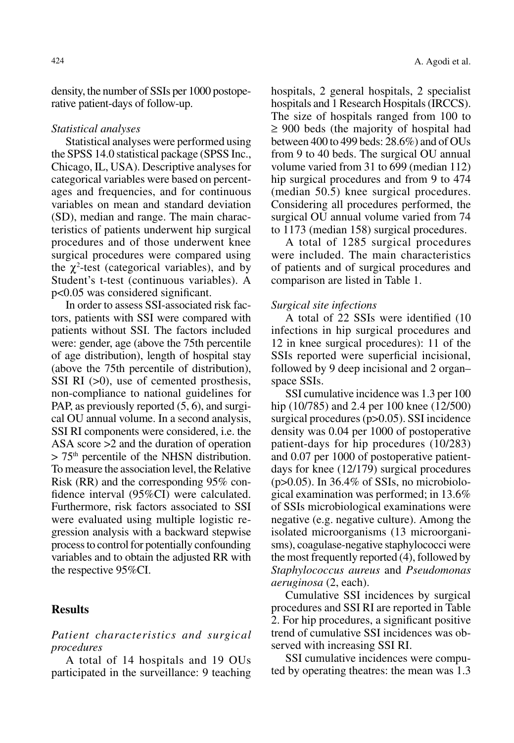density, the number of SSIs per 1000 postoperative patient-days of follow-up.

*Statistical analyses*

Statistical analyses were performed using the SPSS 14.0 statistical package (SPSS Inc., Chicago, IL, USA). Descriptive analyses for categorical variables were based on percentages and frequencies, and for continuous variables on mean and standard deviation (SD), median and range. The main characteristics of patients underwent hip surgical procedures and of those underwent knee surgical procedures were compared using the $\chi^2$-test (categorical variables), and by Student's t-test (continuous variables). A p<0.05 was considered significant.

In order to assess SSI-associated risk factors, patients with SSI were compared with patients without SSI. The factors included were: gender, age (above the 75th percentile of age distribution), length of hospital stay (above the 75th percentile of distribution), SSI RI (>0), use of cemented prosthesis, non-compliance to national guidelines for PAP, as previously reported (5, 6), and surgical OU annual volume. In a second analysis, SSI RI components were considered, i.e. the ASA score >2 and the duration of operation > 75$^{th}$ percentile of the NHSN distribution. To measure the association level, the Relative Risk (RR) and the corresponding 95% confidence interval (95%CI) were calculated. Furthermore, risk factors associated to SSI were evaluated using multiple logistic regression analysis with a backward stepwise process to control for potentially confounding variables and to obtain the adjusted RR with the respective 95%CI.

## Results

*Patient characteristics and surgical procedures*

A total of 14 hospitals and 19 OUs participated in the surveillance: 9 teaching hospitals, 2 general hospitals, 2 specialist hospitals and 1 Research Hospitals (IRCCS). The size of hospitals ranged from 100 to ≥ 900 beds (the majority of hospital had between 400 to 499 beds: 28.6%) and of OUs from 9 to 40 beds. The surgical OU annual volume varied from 31 to 699 (median 112) hip surgical procedures and from 9 to 474 (median 50.5) knee surgical procedures. Considering all procedures performed, the surgical OU annual volume varied from 74 to 1173 (median 158) surgical procedures.

A total of 1285 surgical procedures were included. The main characteristics of patients and of surgical procedures and comparison are listed in Table 1.

*Surgical site infections*

A total of 22 SSIs were identified (10 infections in hip surgical procedures and 12 in knee surgical procedures): 11 of the SSIs reported were superficial incisional, followed by 9 deep incisional and 2 organ–space SSIs.

SSI cumulative incidence was 1.3 per 100 hip (10/785) and 2.4 per 100 knee (12/500) surgical procedures (p>0.05). SSI incidence density was 0.04 per 1000 of postoperative patient-days for hip procedures (10/283) and 0.07 per 1000 of postoperative patient-days for knee (12/179) surgical procedures (p>0.05). In 36.4% of SSIs, no microbiological examination was performed; in 13.6% of SSIs microbiological examinations were negative (e.g. negative culture). Among the isolated microorganisms (13 microorganisms), coagulase-negative staphylococci were the most frequently reported (4), followed by *Staphylococcus aureus* and *Pseudomonas aeruginosa* (2, each).

Cumulative SSI incidences by surgical procedures and SSI RI are reported in Table 2. For hip procedures, a significant positive trend of cumulative SSI incidences was observed with increasing SSI RI.

SSI cumulative incidences were computed by operating theatres: the mean was 1.3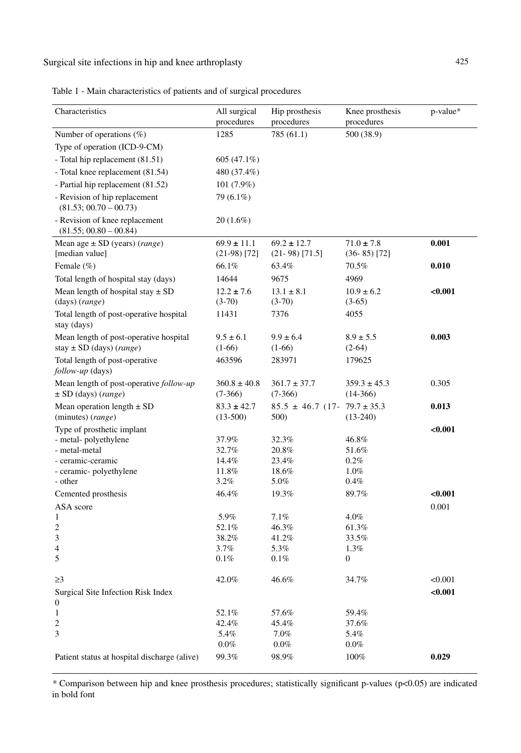Table 1 - Main characteristics of patients and of surgical procedures

| Characteristics | All surgical procedures | Hip prosthesis procedures | Knee prosthesis procedures | p-value* |
|---|---|---|---|---|
| Number of operations (%) | 1285 | 785 (61.1) | 500 (38.9) | |
| Type of operation (ICD-9-CM) | | | | |
| - Total hip replacement (81.51) | 605 (47.1%) | | | |
| - Total knee replacement (81.54) | 480 (37.4%) | | | |
| - Partial hip replacement (81.52) | 101 (7.9%) | | | |
| - Revision of hip replacement (81.53; 00.70 – 00.73) | 79 (6.1%) | | | |
| - Revision of knee replacement (81.55; 00.80 – 00.84) | 20 (1.6%) | | | |
| Mean age ± SD (years) (*range*) [median value] | 69.9 ± 11.1 (21-98) [72] | 69.2 ± 12.7 (21- 98) [71.5] | 71.0 ± 7.8 (36- 85) [72] | **0.001** |
| Female (%) | 66.1% | 63.4% | 70.5% | **0.010** |
| Total length of hospital stay (days) | 14644 | 9675 | 4969 | |
| Mean length of hospital stay ± SD (days) (*range*) | 12.2 ± 7.6 (3-70) | 13.1 ± 8.1 (3-70) | 10.9 ± 6.2 (3-65) | **<0.001** |
| Total length of post-operative hospital stay (days) | 11431 | 7376 | 4055 | |
| Mean length of post-operative hospital stay ± SD (days) (*range*) | 9.5 ± 6.1 (1-66) | 9.9 ± 6.4 (1-66) | 8.9 ± 5.5 (2-64) | **0.003** |
| Total length of post-operative *follow-up* (days) | 463596 | 283971 | 179625 | |
| Mean length of post-operative *follow-up* ± SD (days) (*range*) | 360.8 ± 40.8 (7-366) | 361.7 ± 37.7 (7-366) | 359.3 ± 45.3 (14-366) | 0.305 |
| Mean operation length ± SD (minutes) (*range*) | 83.3 ± 42.7 (13-500) | 85.5 ± 46.7 (17-500) | 79.7 ± 35.3 (13-240) | **0.013** |
| Type of prosthetic implant | | | | **<0.001** |
| - metal- polyethylene | 37.9% | 32.3% | 46.8% | |
| - metal-metal | 32.7% | 20.8% | 51.6% | |
| - ceramic-ceramic | 14.4% | 23.4% | 0.2% | |
| - ceramic- polyethylene | 11.8% | 18.6% | 1.0% | |
| - other | 3.2% | 5.0% | 0.4% | |
| Cemented prosthesis | 46.4% | 19.3% | 89.7% | **<0.001** |
| ASA score | | | | 0.001 |
| 1 | 5.9% | 7.1% | 4.0% | |
| 2 | 52.1% | 46.3% | 61.3% | |
| 3 | 38.2% | 41.2% | 33.5% | |
| 4 | 3.7% | 5.3% | 1.3% | |
| 5 | 0.1% | 0.1% | 0 | |
| ≥3 | 42.0% | 46.6% | 34.7% | <0.001 |
| Surgical Site Infection Risk Index | | | | **<0.001** |
| 0 | | | | |
| 1 | 52.1% | 57.6% | 59.4% | |
| 2 | 42.4% | 45.4% | 37.6% | |
| 3 | 5.4% | 7.0% | 5.4% | |
| | 0.0% | 0.0% | 0.0% | |
| Patient status at hospital discharge (alive) | 99.3% | 98.9% | 100% | **0.029** |

\* Comparison between hip and knee prosthesis procedures; statistically significant p-values (p<0.05) are indicated in bold font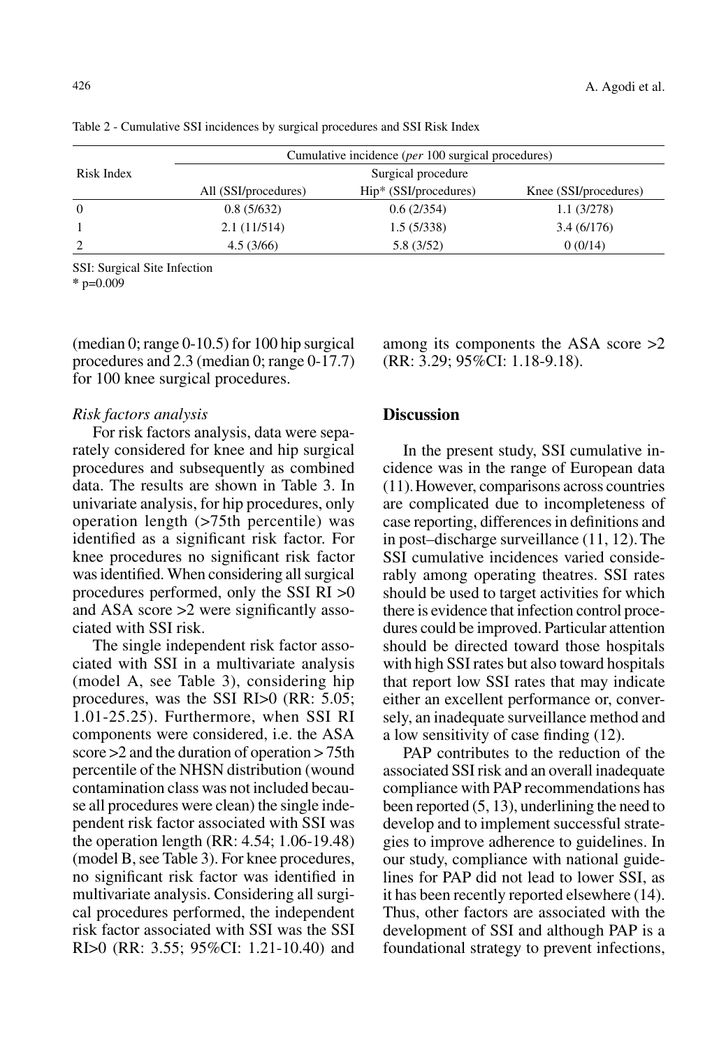Table 2 - Cumulative SSI incidences by surgical procedures and SSI Risk Index

| Risk Index | Cumulative incidence (*per* 100 surgical procedures) | | |
|---|---|---|---|
| | Surgical procedure | | |
| | All (SSI/procedures) | Hip* (SSI/procedures) | Knee (SSI/procedures) |
| 0 | 0.8 (5/632) | 0.6 (2/354) | 1.1 (3/278) |
| 1 | 2.1 (11/514) | 1.5 (5/338) | 3.4 (6/176) |
| 2 | 4.5 (3/66) | 5.8 (3/52) | 0 (0/14) |

SSI: Surgical Site Infection
* p=0.009

(median 0; range 0-10.5) for 100 hip surgical procedures and 2.3 (median 0; range 0-17.7) for 100 knee surgical procedures.

*Risk factors analysis*

For risk factors analysis, data were separately considered for knee and hip surgical procedures and subsequently as combined data. The results are shown in Table 3. In univariate analysis, for hip procedures, only operation length (>75th percentile) was identified as a significant risk factor. For knee procedures no significant risk factor was identified. When considering all surgical procedures performed, only the SSI RI >0 and ASA score >2 were significantly associated with SSI risk.

The single independent risk factor associated with SSI in a multivariate analysis (model A, see Table 3), considering hip procedures, was the SSI RI>0 (RR: 5.05; 1.01-25.25). Furthermore, when SSI RI components were considered, i.e. the ASA score >2 and the duration of operation > 75th percentile of the NHSN distribution (wound contamination class was not included because all procedures were clean) the single independent risk factor associated with SSI was the operation length (RR: 4.54; 1.06-19.48) (model B, see Table 3). For knee procedures, no significant risk factor was identified in multivariate analysis. Considering all surgical procedures performed, the independent risk factor associated with SSI was the SSI RI>0 (RR: 3.55; 95%CI: 1.21-10.40) and among its components the ASA score >2 (RR: 3.29; 95%CI: 1.18-9.18).

## Discussion

In the present study, SSI cumulative incidence was in the range of European data (11). However, comparisons across countries are complicated due to incompleteness of case reporting, differences in definitions and in post–discharge surveillance (11, 12). The SSI cumulative incidences varied considerably among operating theatres. SSI rates should be used to target activities for which there is evidence that infection control procedures could be improved. Particular attention should be directed toward those hospitals with high SSI rates but also toward hospitals that report low SSI rates that may indicate either an excellent performance or, conversely, an inadequate surveillance method and a low sensitivity of case finding (12).

PAP contributes to the reduction of the associated SSI risk and an overall inadequate compliance with PAP recommendations has been reported (5, 13), underlining the need to develop and to implement successful strategies to improve adherence to guidelines. In our study, compliance with national guidelines for PAP did not lead to lower SSI, as it has been recently reported elsewhere (14). Thus, other factors are associated with the development of SSI and although PAP is a foundational strategy to prevent infections,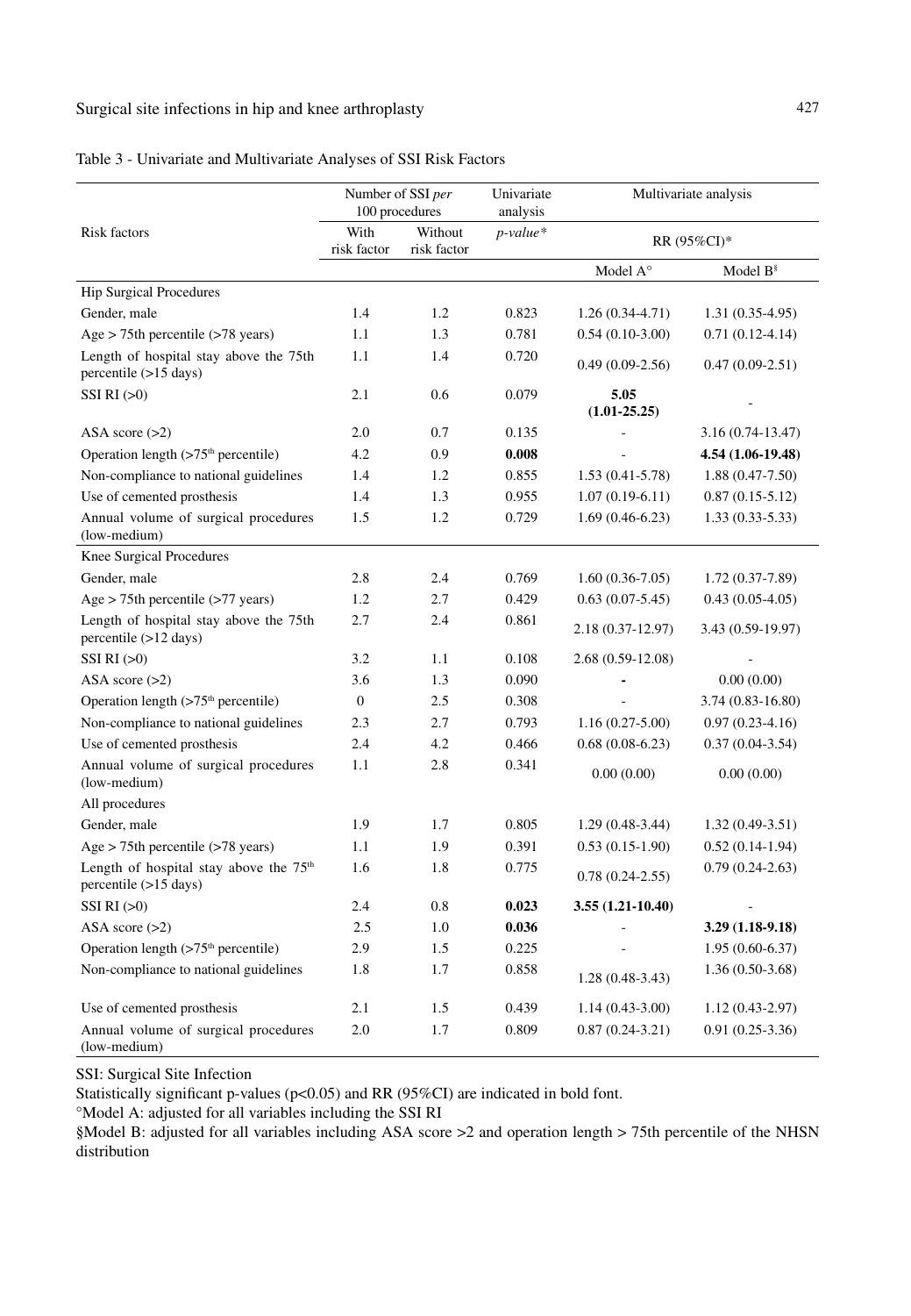Table 3 - Univariate and Multivariate Analyses of SSI Risk Factors

| Risk factors | Number of SSI *per* 100 procedures | | Univariate analysis | Multivariate analysis | |
|---|---|---|---|---|---|
| | With risk factor | Without risk factor | *p-value\** | RR (95%CI)\* | |
| | | | | Model A° | Model B§ |
| Hip Surgical Procedures | | | | | |
| Gender, male | 1.4 | 1.2 | 0.823 | 1.26 (0.34-4.71) | 1.31 (0.35-4.95) |
| Age > 75th percentile (>78 years) | 1.1 | 1.3 | 0.781 | 0.54 (0.10-3.00) | 0.71 (0.12-4.14) |
| Length of hospital stay above the 75th percentile (>15 days) | 1.1 | 1.4 | 0.720 | 0.49 (0.09-2.56) | 0.47 (0.09-2.51) |
| SSI RI (>0) | 2.1 | 0.6 | 0.079 | **5.05 (1.01-25.25)** | - |
| ASA score (>2) | 2.0 | 0.7 | 0.135 | - | 3.16 (0.74-13.47) |
| Operation length (>75th percentile) | 4.2 | 0.9 | **0.008** | - | **4.54 (1.06-19.48)** |
| Non-compliance to national guidelines | 1.4 | 1.2 | 0.855 | 1.53 (0.41-5.78) | 1.88 (0.47-7.50) |
| Use of cemented prosthesis | 1.4 | 1.3 | 0.955 | 1.07 (0.19-6.11) | 0.87 (0.15-5.12) |
| Annual volume of surgical procedures (low-medium) | 1.5 | 1.2 | 0.729 | 1.69 (0.46-6.23) | 1.33 (0.33-5.33) |
| Knee Surgical Procedures | | | | | |
| Gender, male | 2.8 | 2.4 | 0.769 | 1.60 (0.36-7.05) | 1.72 (0.37-7.89) |
| Age > 75th percentile (>77 years) | 1.2 | 2.7 | 0.429 | 0.63 (0.07-5.45) | 0.43 (0.05-4.05) |
| Length of hospital stay above the 75th percentile (>12 days) | 2.7 | 2.4 | 0.861 | 2.18 (0.37-12.97) | 3.43 (0.59-19.97) |
| SSI RI (>0) | 3.2 | 1.1 | 0.108 | 2.68 (0.59-12.08) | - |
| ASA score (>2) | 3.6 | 1.3 | 0.090 | - | 0.00 (0.00) |
| Operation length (>75th percentile) | 0 | 2.5 | 0.308 | - | 3.74 (0.83-16.80) |
| Non-compliance to national guidelines | 2.3 | 2.7 | 0.793 | 1.16 (0.27-5.00) | 0.97 (0.23-4.16) |
| Use of cemented prosthesis | 2.4 | 4.2 | 0.466 | 0.68 (0.08-6.23) | 0.37 (0.04-3.54) |
| Annual volume of surgical procedures (low-medium) | 1.1 | 2.8 | 0.341 | 0.00 (0.00) | 0.00 (0.00) |
| All procedures | | | | | |
| Gender, male | 1.9 | 1.7 | 0.805 | 1.29 (0.48-3.44) | 1.32 (0.49-3.51) |
| Age > 75th percentile (>78 years) | 1.1 | 1.9 | 0.391 | 0.53 (0.15-1.90) | 0.52 (0.14-1.94) |
| Length of hospital stay above the 75th percentile (>15 days) | 1.6 | 1.8 | 0.775 | 0.78 (0.24-2.55) | 0.79 (0.24-2.63) |
| SSI RI (>0) | 2.4 | 0.8 | **0.023** | **3.55 (1.21-10.40)** | - |
| ASA score (>2) | 2.5 | 1.0 | **0.036** | - | **3.29 (1.18-9.18)** |
| Operation length (>75th percentile) | 2.9 | 1.5 | 0.225 | - | 1.95 (0.60-6.37) |
| Non-compliance to national guidelines | 1.8 | 1.7 | 0.858 | 1.28 (0.48-3.43) | 1.36 (0.50-3.68) |
| Use of cemented prosthesis | 2.1 | 1.5 | 0.439 | 1.14 (0.43-3.00) | 1.12 (0.43-2.97) |
| Annual volume of surgical procedures (low-medium) | 2.0 | 1.7 | 0.809 | 0.87 (0.24-3.21) | 0.91 (0.25-3.36) |

SSI: Surgical Site Infection

Statistically significant p-values (p<0.05) and RR (95%CI) are indicated in bold font.

°Model A: adjusted for all variables including the SSI RI

§Model B: adjusted for all variables including ASA score >2 and operation length > 75th percentile of the NHSN distribution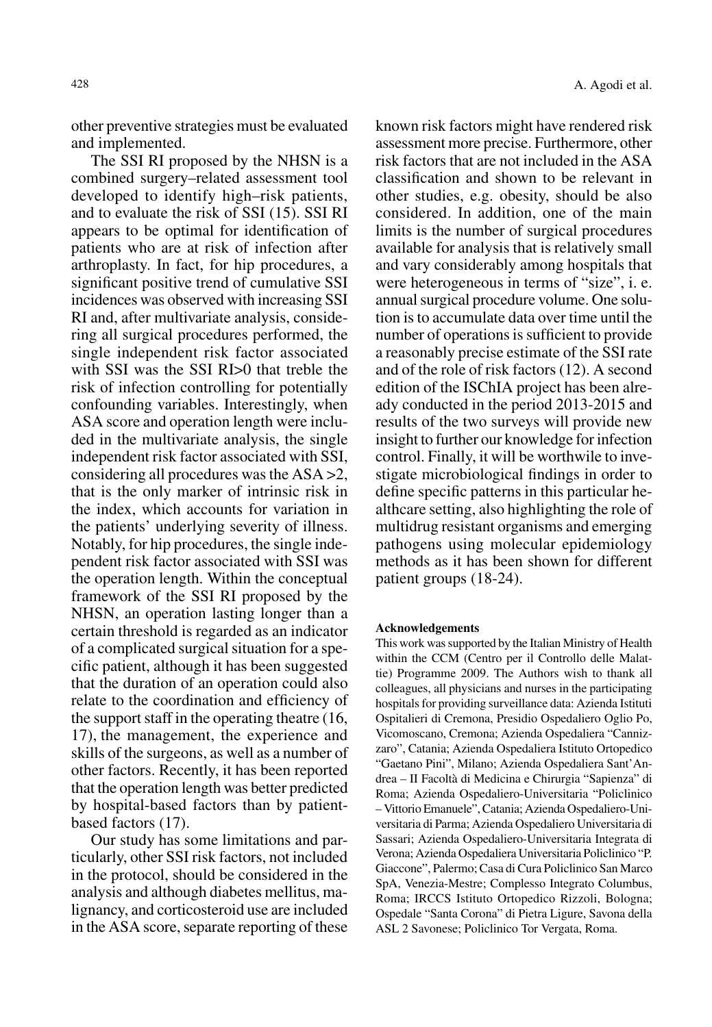other preventive strategies must be evaluated and implemented.

The SSI RI proposed by the NHSN is a combined surgery–related assessment tool developed to identify high–risk patients, and to evaluate the risk of SSI (15). SSI RI appears to be optimal for identification of patients who are at risk of infection after arthroplasty. In fact, for hip procedures, a significant positive trend of cumulative SSI incidences was observed with increasing SSI RI and, after multivariate analysis, considering all surgical procedures performed, the single independent risk factor associated with SSI was the SSI RI>0 that treble the risk of infection controlling for potentially confounding variables. Interestingly, when ASA score and operation length were included in the multivariate analysis, the single independent risk factor associated with SSI, considering all procedures was the ASA >2, that is the only marker of intrinsic risk in the index, which accounts for variation in the patients' underlying severity of illness. Notably, for hip procedures, the single independent risk factor associated with SSI was the operation length. Within the conceptual framework of the SSI RI proposed by the NHSN, an operation lasting longer than a certain threshold is regarded as an indicator of a complicated surgical situation for a specific patient, although it has been suggested that the duration of an operation could also relate to the coordination and efficiency of the support staff in the operating theatre (16, 17), the management, the experience and skills of the surgeons, as well as a number of other factors. Recently, it has been reported that the operation length was better predicted by hospital-based factors than by patient-based factors (17).

Our study has some limitations and particularly, other SSI risk factors, not included in the protocol, should be considered in the analysis and although diabetes mellitus, malignancy, and corticosteroid use are included in the ASA score, separate reporting of these known risk factors might have rendered risk assessment more precise. Furthermore, other risk factors that are not included in the ASA classification and shown to be relevant in other studies, e.g. obesity, should be also considered. In addition, one of the main limits is the number of surgical procedures available for analysis that is relatively small and vary considerably among hospitals that were heterogeneous in terms of "size", i. e. annual surgical procedure volume. One solution is to accumulate data over time until the number of operations is sufficient to provide a reasonably precise estimate of the SSI rate and of the role of risk factors (12). A second edition of the ISChIA project has been already conducted in the period 2013-2015 and results of the two surveys will provide new insight to further our knowledge for infection control. Finally, it will be worthwile to investigate microbiological findings in order to define specific patterns in this particular healthcare setting, also highlighting the role of multidrug resistant organisms and emerging pathogens using molecular epidemiology methods as it has been shown for different patient groups (18-24).

**Acknowledgements**

This work was supported by the Italian Ministry of Health within the CCM (Centro per il Controllo delle Malattie) Programme 2009. The Authors wish to thank all colleagues, all physicians and nurses in the participating hospitals for providing surveillance data: Azienda Istituti Ospitalieri di Cremona, Presidio Ospedaliero Oglio Po, Vicomoscano, Cremona; Azienda Ospedaliera "Cannizzaro", Catania; Azienda Ospedaliera Istituto Ortopedico "Gaetano Pini", Milano; Azienda Ospedaliera Sant'Andrea – II Facoltà di Medicina e Chirurgia "Sapienza" di Roma; Azienda Ospedaliero-Universitaria "Policlinico – Vittorio Emanuele", Catania; Azienda Ospedaliero-Universitaria di Parma; Azienda Ospedaliero Universitaria di Sassari; Azienda Ospedaliero-Universitaria Integrata di Verona; Azienda Ospedaliera Universitaria Policlinico "P. Giaccone", Palermo; Casa di Cura Policlinico San Marco SpA, Venezia-Mestre; Complesso Integrato Columbus, Roma; IRCCS Istituto Ortopedico Rizzoli, Bologna; Ospedale "Santa Corona" di Pietra Ligure, Savona della ASL 2 Savonese; Policlinico Tor Vergata, Roma.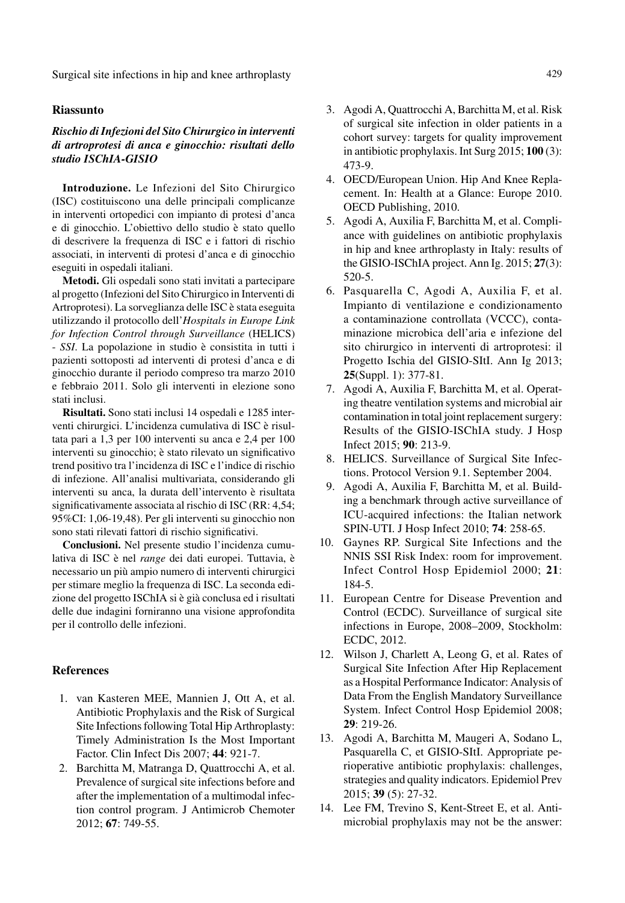## Riassunto

### *Rischio di Infezioni del Sito Chirurgico in interventi di artroprotesi di anca e ginocchio: risultati dello studio ISChIA-GISIO*

**Introduzione.** Le Infezioni del Sito Chirurgico (ISC) costituiscono una delle principali complicanze in interventi ortopedici con impianto di protesi d'anca e di ginocchio. L'obiettivo dello studio è stato quello di descrivere la frequenza di ISC e i fattori di rischio associati, in interventi di protesi d'anca e di ginocchio eseguiti in ospedali italiani.

**Metodi.** Gli ospedali sono stati invitati a partecipare al progetto (Infezioni del Sito Chirurgico in Interventi di Artroprotesi). La sorveglianza delle ISC è stata eseguita utilizzando il protocollo dell'*Hospitals in Europe Link for Infection Control through Surveillance* (HELICS) - *SSI*. La popolazione in studio è consistita in tutti i pazienti sottoposti ad interventi di protesi d'anca e di ginocchio durante il periodo compreso tra marzo 2010 e febbraio 2011. Solo gli interventi in elezione sono stati inclusi.

**Risultati.** Sono stati inclusi 14 ospedali e 1285 interventi chirurgici. L'incidenza cumulativa di ISC è risultata pari a 1,3 per 100 interventi su anca e 2,4 per 100 interventi su ginocchio; è stato rilevato un significativo trend positivo tra l'incidenza di ISC e l'indice di rischio di infezione. All'analisi multivariata, considerando gli interventi su anca, la durata dell'intervento è risultata significativamente associata al rischio di ISC (RR: 4,54; 95%CI: 1,06-19,48). Per gli interventi su ginocchio non sono stati rilevati fattori di rischio significativi.

**Conclusioni.** Nel presente studio l'incidenza cumulativa di ISC è nel *range* dei dati europei. Tuttavia, è necessario un più ampio numero di interventi chirurgici per stimare meglio la frequenza di ISC. La seconda edizione del progetto ISChIA si è già conclusa ed i risultati delle due indagini forniranno una visione approfondita per il controllo delle infezioni.

## References

1. van Kasteren MEE, Mannien J, Ott A, et al. Antibiotic Prophylaxis and the Risk of Surgical Site Infections following Total Hip Arthroplasty: Timely Administration Is the Most Important Factor. Clin Infect Dis 2007; **44**: 921-7.
2. Barchitta M, Matranga D, Quattrocchi A, et al. Prevalence of surgical site infections before and after the implementation of a multimodal infection control program. J Antimicrob Chemoter 2012; **67**: 749-55.
3. Agodi A, Quattrocchi A, Barchitta M, et al. Risk of surgical site infection in older patients in a cohort survey: targets for quality improvement in antibiotic prophylaxis. Int Surg 2015; **100** (3): 473-9.
4. OECD/European Union. Hip And Knee Replacement. In: Health at a Glance: Europe 2010. OECD Publishing, 2010.
5. Agodi A, Auxilia F, Barchitta M, et al. Compliance with guidelines on antibiotic prophylaxis in hip and knee arthroplasty in Italy: results of the GISIO-ISChIA project. Ann Ig. 2015; **27**(3): 520-5.
6. Pasquarella C, Agodi A, Auxilia F, et al. Impianto di ventilazione e condizionamento a contaminazione controllata (VCCC), contaminazione microbica dell'aria e infezione del sito chirurgico in interventi di artroprotesi: il Progetto Ischia del GISIO-SItI. Ann Ig 2013; **25**(Suppl. 1): 377-81.
7. Agodi A, Auxilia F, Barchitta M, et al. Operating theatre ventilation systems and microbial air contamination in total joint replacement surgery: Results of the GISIO-ISChIA study. J Hosp Infect 2015; **90**: 213-9.
8. HELICS. Surveillance of Surgical Site Infections. Protocol Version 9.1. September 2004.
9. Agodi A, Auxilia F, Barchitta M, et al. Building a benchmark through active surveillance of ICU-acquired infections: the Italian network SPIN-UTI. J Hosp Infect 2010; **74**: 258-65.
10. Gaynes RP. Surgical Site Infections and the NNIS SSI Risk Index: room for improvement. Infect Control Hosp Epidemiol 2000; **21**: 184-5.
11. European Centre for Disease Prevention and Control (ECDC). Surveillance of surgical site infections in Europe, 2008–2009, Stockholm: ECDC, 2012.
12. Wilson J, Charlett A, Leong G, et al. Rates of Surgical Site Infection After Hip Replacement as a Hospital Performance Indicator: Analysis of Data From the English Mandatory Surveillance System. Infect Control Hosp Epidemiol 2008; **29**: 219-26.
13. Agodi A, Barchitta M, Maugeri A, Sodano L, Pasquarella C, et GISIO-SItI. Appropriate perioperative antibiotic prophylaxis: challenges, strategies and quality indicators. Epidemiol Prev 2015; **39** (5): 27-32.
14. Lee FM, Trevino S, Kent-Street E, et al. Antimicrobial prophylaxis may not be the answer: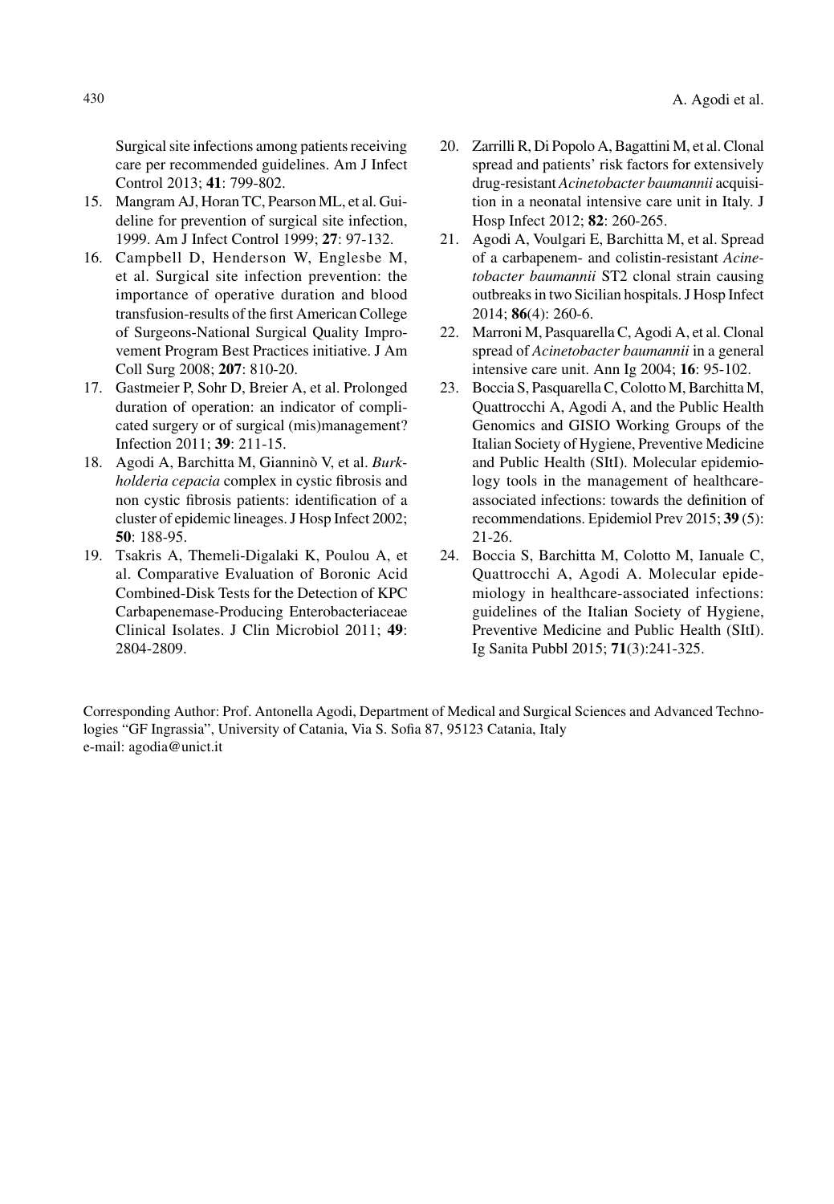Surgical site infections among patients receiving care per recommended guidelines. Am J Infect Control 2013; **41**: 799-802.

15. Mangram AJ, Horan TC, Pearson ML, et al. Guideline for prevention of surgical site infection, 1999. Am J Infect Control 1999; **27**: 97-132.
16. Campbell D, Henderson W, Englesbe M, et al. Surgical site infection prevention: the importance of operative duration and blood transfusion-results of the first American College of Surgeons-National Surgical Quality Improvement Program Best Practices initiative. J Am Coll Surg 2008; **207**: 810-20.
17. Gastmeier P, Sohr D, Breier A, et al. Prolonged duration of operation: an indicator of complicated surgery or of surgical (mis)management? Infection 2011; **39**: 211-15.
18. Agodi A, Barchitta M, Gianninò V, et al. *Burkholderia cepacia* complex in cystic fibrosis and non cystic fibrosis patients: identification of a cluster of epidemic lineages. J Hosp Infect 2002; **50**: 188-95.
19. Tsakris A, Themeli-Digalaki K, Poulou A, et al. Comparative Evaluation of Boronic Acid Combined-Disk Tests for the Detection of KPC Carbapenemase-Producing Enterobacteriaceae Clinical Isolates. J Clin Microbiol 2011; **49**: 2804-2809.
20. Zarrilli R, Di Popolo A, Bagattini M, et al. Clonal spread and patients' risk factors for extensively drug-resistant *Acinetobacter baumannii* acquisition in a neonatal intensive care unit in Italy. J Hosp Infect 2012; **82**: 260-265.
21. Agodi A, Voulgari E, Barchitta M, et al. Spread of a carbapenem- and colistin-resistant *Acinetobacter baumannii* ST2 clonal strain causing outbreaks in two Sicilian hospitals. J Hosp Infect 2014; **86**(4): 260-6.
22. Marroni M, Pasquarella C, Agodi A, et al. Clonal spread of *Acinetobacter baumannii* in a general intensive care unit. Ann Ig 2004; **16**: 95-102.
23. Boccia S, Pasquarella C, Colotto M, Barchitta M, Quattrocchi A, Agodi A, and the Public Health Genomics and GISIO Working Groups of the Italian Society of Hygiene, Preventive Medicine and Public Health (SItI). Molecular epidemiology tools in the management of healthcare-associated infections: towards the definition of recommendations. Epidemiol Prev 2015; **39** (5): 21-26.
24. Boccia S, Barchitta M, Colotto M, Ianuale C, Quattrocchi A, Agodi A. Molecular epidemiology in healthcare-associated infections: guidelines of the Italian Society of Hygiene, Preventive Medicine and Public Health (SItI). Ig Sanita Pubbl 2015; **71**(3):241-325.

Corresponding Author: Prof. Antonella Agodi, Department of Medical and Surgical Sciences and Advanced Technologies "GF Ingrassia", University of Catania, Via S. Sofia 87, 95123 Catania, Italy
e-mail: agodia@unict.it